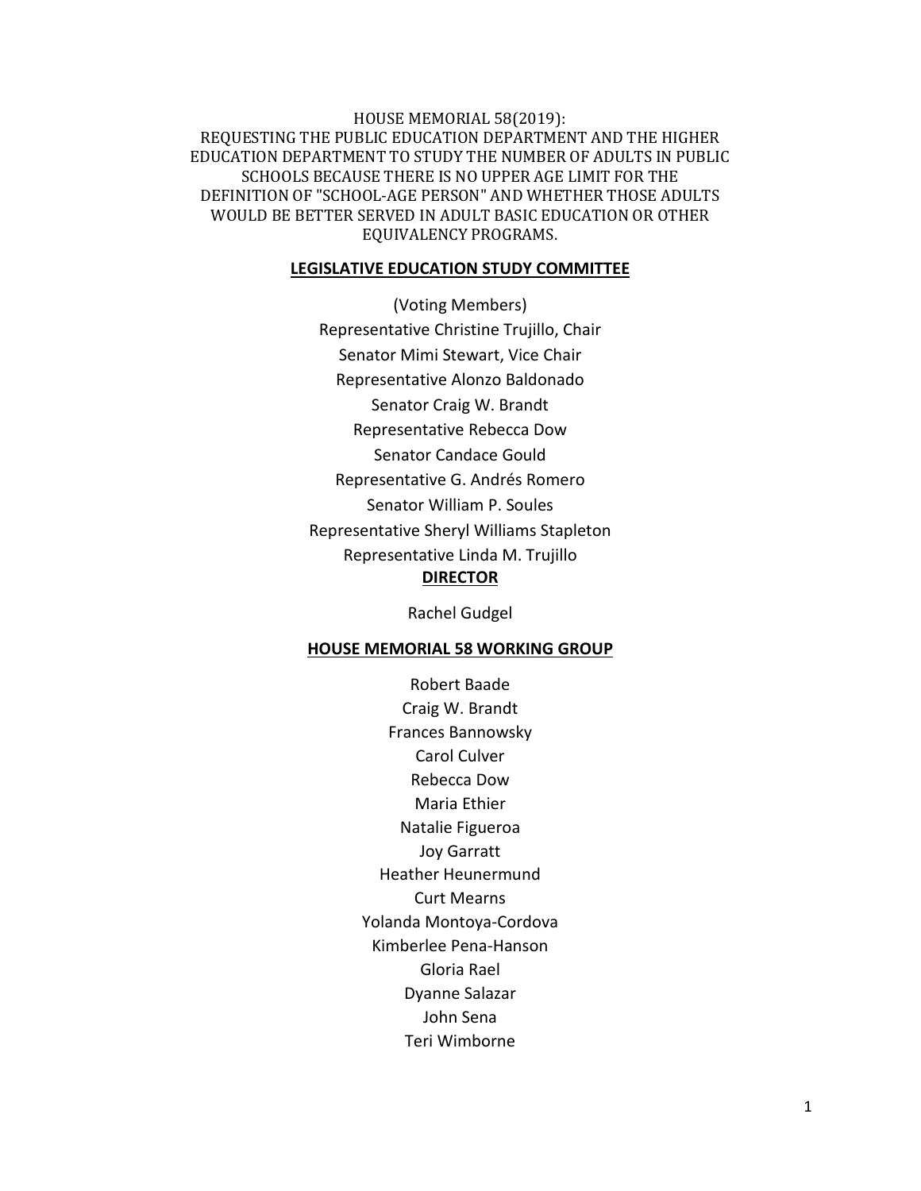# HOUSE MEMORIAL 58(2019): REQUESTING THE PUBLIC EDUCATION DEPARTMENT AND THE HIGHER EDUCATION DEPARTMENT TO STUDY THE NUMBER OF ADULTS IN PUBLIC SCHOOLS BECAUSE THERE IS NO UPPER AGE LIMIT FOR THE DEFINITION OF "SCHOOL-AGE PERSON" AND WHETHER THOSE ADULTS WOULD BE BETTER SERVED IN ADULT BASIC EDUCATION OR OTHER EQUIVALENCY PROGRAMS.

## LEGISLATIVE EDUCATION STUDY COMMITTEE

(Voting Members)

Representative Christine Trujillo, Chair
Senator Mimi Stewart, Vice Chair
Representative Alonzo Baldonado
Senator Craig W. Brandt
Representative Rebecca Dow
Senator Candace Gould
Representative G. Andrés Romero
Senator William P. Soules
Representative Sheryl Williams Stapleton
Representative Linda M. Trujillo

## DIRECTOR

Rachel Gudgel

## HOUSE MEMORIAL 58 WORKING GROUP

Robert Baade
Craig W. Brandt
Frances Bannowsky
Carol Culver
Rebecca Dow
Maria Ethier
Natalie Figueroa
Joy Garratt
Heather Heunermund
Curt Mearns
Yolanda Montoya-Cordova
Kimberlee Pena-Hanson
Gloria Rael
Dyanne Salazar
John Sena
Teri Wimborne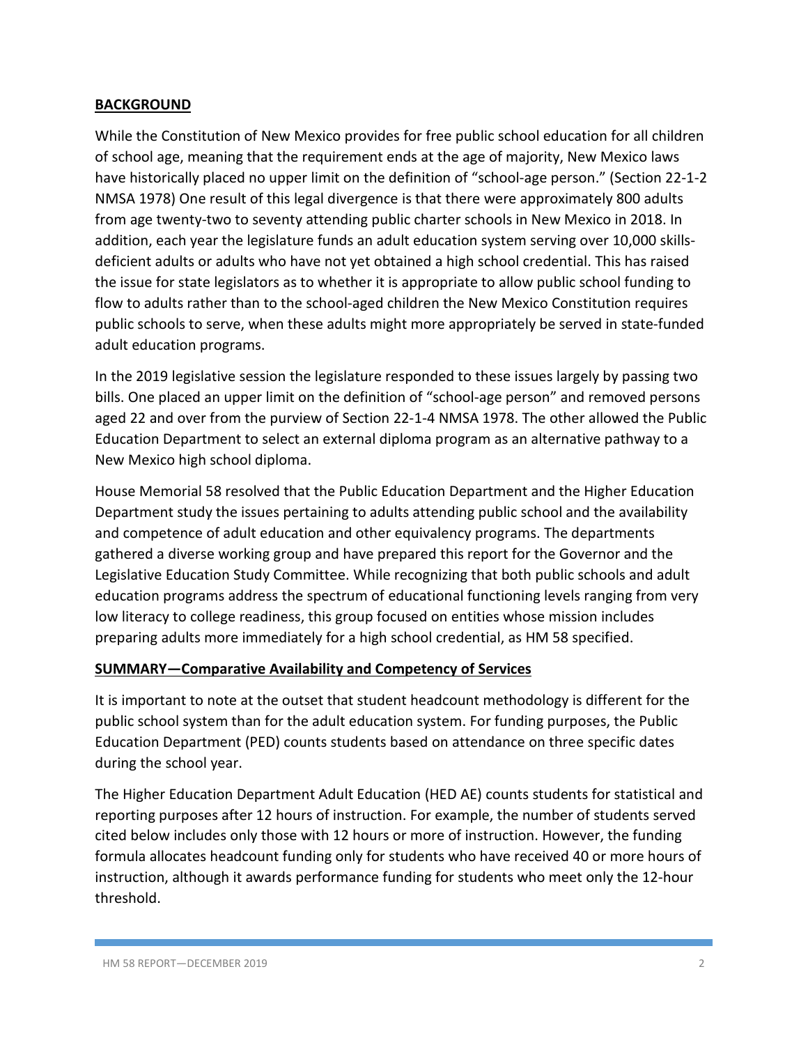## BACKGROUND

While the Constitution of New Mexico provides for free public school education for all children of school age, meaning that the requirement ends at the age of majority, New Mexico laws have historically placed no upper limit on the definition of "school-age person." (Section 22-1-2 NMSA 1978) One result of this legal divergence is that there were approximately 800 adults from age twenty-two to seventy attending public charter schools in New Mexico in 2018. In addition, each year the legislature funds an adult education system serving over 10,000 skills-deficient adults or adults who have not yet obtained a high school credential. This has raised the issue for state legislators as to whether it is appropriate to allow public school funding to flow to adults rather than to the school-aged children the New Mexico Constitution requires public schools to serve, when these adults might more appropriately be served in state-funded adult education programs.

In the 2019 legislative session the legislature responded to these issues largely by passing two bills. One placed an upper limit on the definition of "school-age person" and removed persons aged 22 and over from the purview of Section 22-1-4 NMSA 1978. The other allowed the Public Education Department to select an external diploma program as an alternative pathway to a New Mexico high school diploma.

House Memorial 58 resolved that the Public Education Department and the Higher Education Department study the issues pertaining to adults attending public school and the availability and competence of adult education and other equivalency programs. The departments gathered a diverse working group and have prepared this report for the Governor and the Legislative Education Study Committee. While recognizing that both public schools and adult education programs address the spectrum of educational functioning levels ranging from very low literacy to college readiness, this group focused on entities whose mission includes preparing adults more immediately for a high school credential, as HM 58 specified.

## SUMMARY—Comparative Availability and Competency of Services

It is important to note at the outset that student headcount methodology is different for the public school system than for the adult education system. For funding purposes, the Public Education Department (PED) counts students based on attendance on three specific dates during the school year.

The Higher Education Department Adult Education (HED AE) counts students for statistical and reporting purposes after 12 hours of instruction. For example, the number of students served cited below includes only those with 12 hours or more of instruction. However, the funding formula allocates headcount funding only for students who have received 40 or more hours of instruction, although it awards performance funding for students who meet only the 12-hour threshold.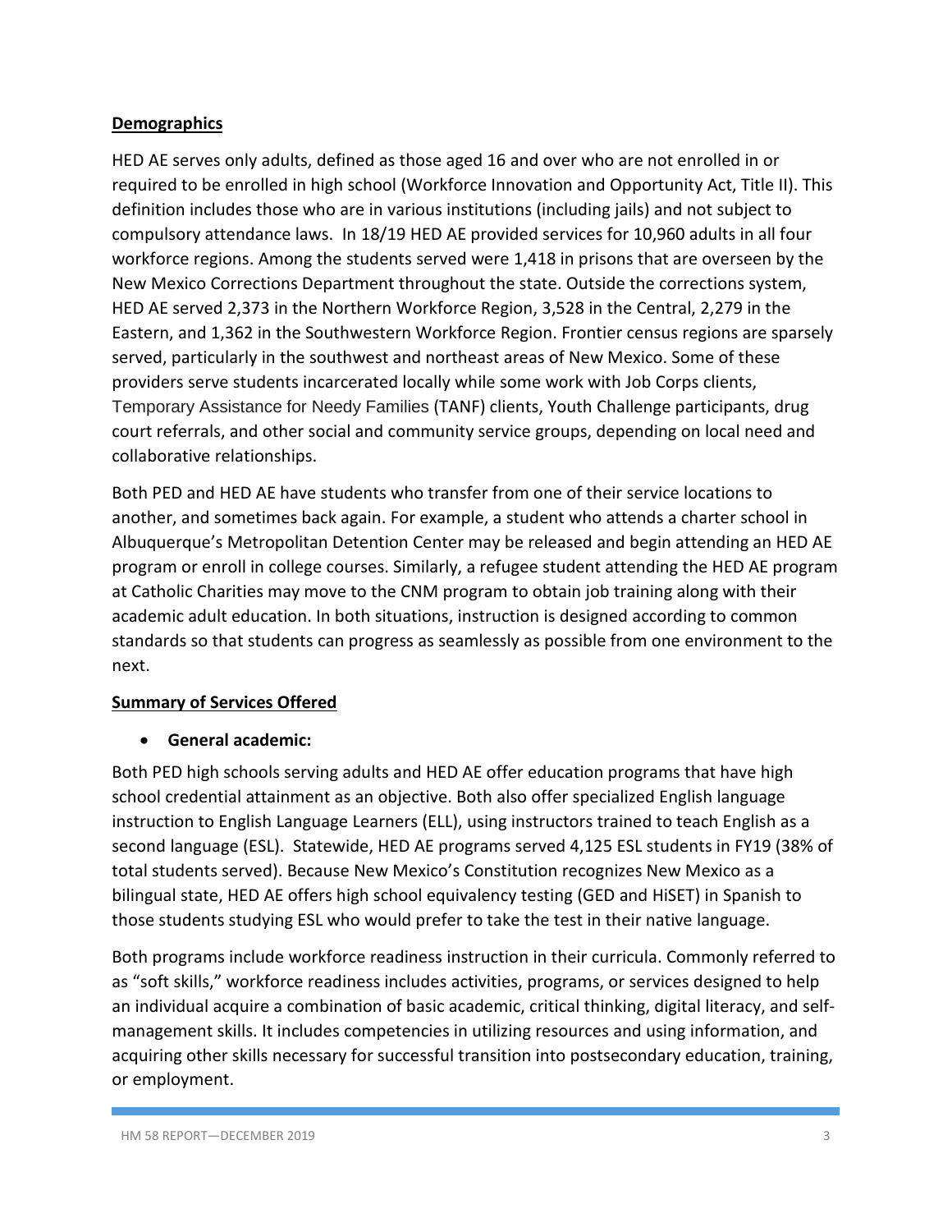**Demographics**

HED AE serves only adults, defined as those aged 16 and over who are not enrolled in or required to be enrolled in high school (Workforce Innovation and Opportunity Act, Title II). This definition includes those who are in various institutions (including jails) and not subject to compulsory attendance laws. In 18/19 HED AE provided services for 10,960 adults in all four workforce regions. Among the students served were 1,418 in prisons that are overseen by the New Mexico Corrections Department throughout the state. Outside the corrections system, HED AE served 2,373 in the Northern Workforce Region, 3,528 in the Central, 2,279 in the Eastern, and 1,362 in the Southwestern Workforce Region. Frontier census regions are sparsely served, particularly in the southwest and northeast areas of New Mexico. Some of these providers serve students incarcerated locally while some work with Job Corps clients, Temporary Assistance for Needy Families (TANF) clients, Youth Challenge participants, drug court referrals, and other social and community service groups, depending on local need and collaborative relationships.

Both PED and HED AE have students who transfer from one of their service locations to another, and sometimes back again. For example, a student who attends a charter school in Albuquerque's Metropolitan Detention Center may be released and begin attending an HED AE program or enroll in college courses. Similarly, a refugee student attending the HED AE program at Catholic Charities may move to the CNM program to obtain job training along with their academic adult education. In both situations, instruction is designed according to common standards so that students can progress as seamlessly as possible from one environment to the next.

**Summary of Services Offered**

- **General academic:**

Both PED high schools serving adults and HED AE offer education programs that have high school credential attainment as an objective. Both also offer specialized English language instruction to English Language Learners (ELL), using instructors trained to teach English as a second language (ESL). Statewide, HED AE programs served 4,125 ESL students in FY19 (38% of total students served). Because New Mexico's Constitution recognizes New Mexico as a bilingual state, HED AE offers high school equivalency testing (GED and HiSET) in Spanish to those students studying ESL who would prefer to take the test in their native language.

Both programs include workforce readiness instruction in their curricula. Commonly referred to as "soft skills," workforce readiness includes activities, programs, or services designed to help an individual acquire a combination of basic academic, critical thinking, digital literacy, and self-management skills. It includes competencies in utilizing resources and using information, and acquiring other skills necessary for successful transition into postsecondary education, training, or employment.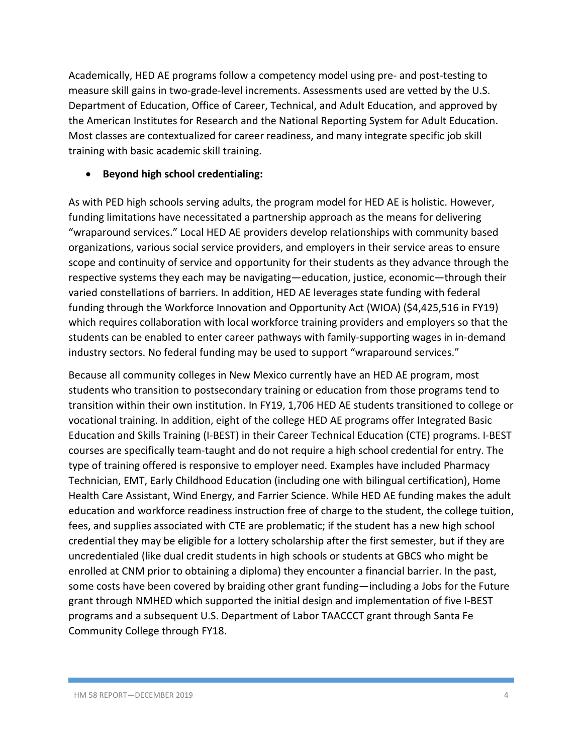Academically, HED AE programs follow a competency model using pre- and post-testing to measure skill gains in two-grade-level increments. Assessments used are vetted by the U.S. Department of Education, Office of Career, Technical, and Adult Education, and approved by the American Institutes for Research and the National Reporting System for Adult Education. Most classes are contextualized for career readiness, and many integrate specific job skill training with basic academic skill training.

- **Beyond high school credentialing:**

As with PED high schools serving adults, the program model for HED AE is holistic. However, funding limitations have necessitated a partnership approach as the means for delivering "wraparound services." Local HED AE providers develop relationships with community based organizations, various social service providers, and employers in their service areas to ensure scope and continuity of service and opportunity for their students as they advance through the respective systems they each may be navigating—education, justice, economic—through their varied constellations of barriers. In addition, HED AE leverages state funding with federal funding through the Workforce Innovation and Opportunity Act (WIOA) ($4,425,516 in FY19) which requires collaboration with local workforce training providers and employers so that the students can be enabled to enter career pathways with family-supporting wages in in-demand industry sectors. No federal funding may be used to support "wraparound services."

Because all community colleges in New Mexico currently have an HED AE program, most students who transition to postsecondary training or education from those programs tend to transition within their own institution. In FY19, 1,706 HED AE students transitioned to college or vocational training. In addition, eight of the college HED AE programs offer Integrated Basic Education and Skills Training (I-BEST) in their Career Technical Education (CTE) programs. I-BEST courses are specifically team-taught and do not require a high school credential for entry. The type of training offered is responsive to employer need. Examples have included Pharmacy Technician, EMT, Early Childhood Education (including one with bilingual certification), Home Health Care Assistant, Wind Energy, and Farrier Science. While HED AE funding makes the adult education and workforce readiness instruction free of charge to the student, the college tuition, fees, and supplies associated with CTE are problematic; if the student has a new high school credential they may be eligible for a lottery scholarship after the first semester, but if they are uncredentialed (like dual credit students in high schools or students at GBCS who might be enrolled at CNM prior to obtaining a diploma) they encounter a financial barrier. In the past, some costs have been covered by braiding other grant funding—including a Jobs for the Future grant through NMHED which supported the initial design and implementation of five I-BEST programs and a subsequent U.S. Department of Labor TAACCCT grant through Santa Fe Community College through FY18.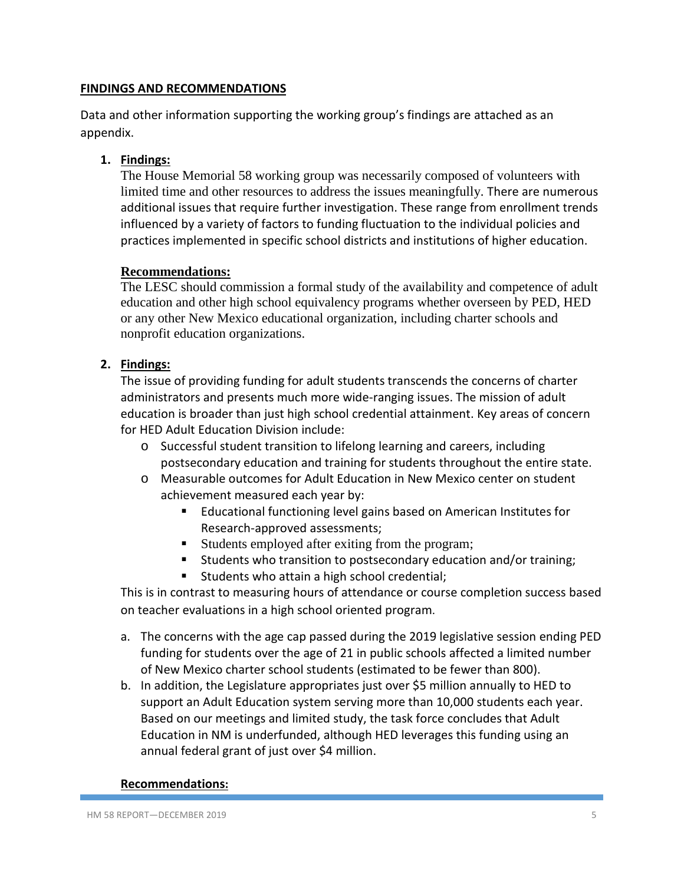## FINDINGS AND RECOMMENDATIONS

Data and other information supporting the working group's findings are attached as an appendix.

1. **Findings:**

   The House Memorial 58 working group was necessarily composed of volunteers with limited time and other resources to address the issues meaningfully. There are numerous additional issues that require further investigation. These range from enrollment trends influenced by a variety of factors to funding fluctuation to the individual policies and practices implemented in specific school districts and institutions of higher education.

   **Recommendations:**

   The LESC should commission a formal study of the availability and competence of adult education and other high school equivalency programs whether overseen by PED, HED or any other New Mexico educational organization, including charter schools and nonprofit education organizations.

2. **Findings:**

   The issue of providing funding for adult students transcends the concerns of charter administrators and presents much more wide-ranging issues. The mission of adult education is broader than just high school credential attainment. Key areas of concern for HED Adult Education Division include:

   - Successful student transition to lifelong learning and careers, including postsecondary education and training for students throughout the entire state.
   - Measurable outcomes for Adult Education in New Mexico center on student achievement measured each year by:
     - Educational functioning level gains based on American Institutes for Research-approved assessments;
     - Students employed after exiting from the program;
     - Students who transition to postsecondary education and/or training;
     - Students who attain a high school credential;

   This is in contrast to measuring hours of attendance or course completion success based on teacher evaluations in a high school oriented program.

   a. The concerns with the age cap passed during the 2019 legislative session ending PED funding for students over the age of 21 in public schools affected a limited number of New Mexico charter school students (estimated to be fewer than 800).

   b. In addition, the Legislature appropriates just over $5 million annually to HED to support an Adult Education system serving more than 10,000 students each year. Based on our meetings and limited study, the task force concludes that Adult Education in NM is underfunded, although HED leverages this funding using an annual federal grant of just over $4 million.

   **Recommendations:**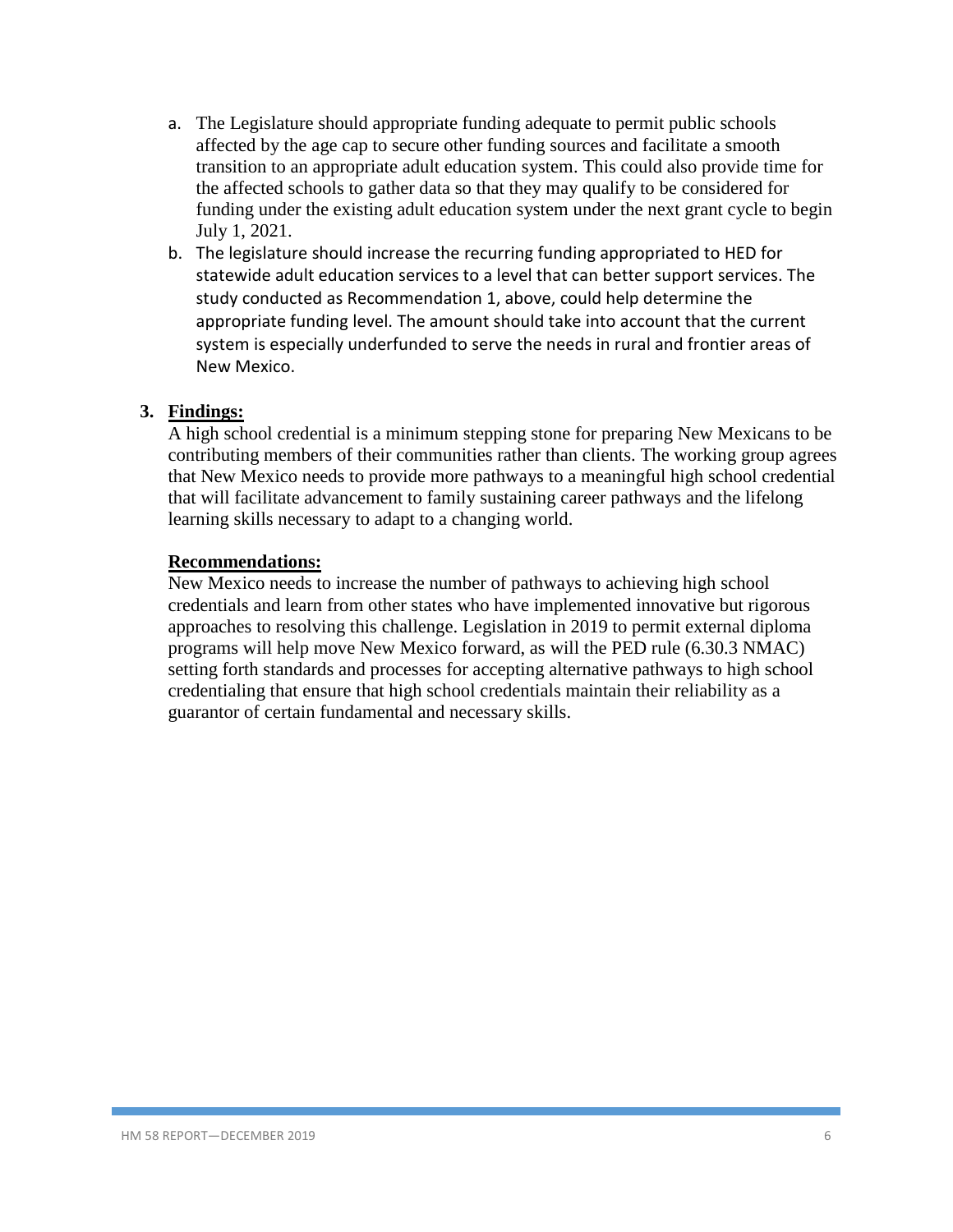a. The Legislature should appropriate funding adequate to permit public schools affected by the age cap to secure other funding sources and facilitate a smooth transition to an appropriate adult education system. This could also provide time for the affected schools to gather data so that they may qualify to be considered for funding under the existing adult education system under the next grant cycle to begin July 1, 2021.

b. The legislature should increase the recurring funding appropriated to HED for statewide adult education services to a level that can better support services. The study conducted as Recommendation 1, above, could help determine the appropriate funding level. The amount should take into account that the current system is especially underfunded to serve the needs in rural and frontier areas of New Mexico.

**3. Findings:**

A high school credential is a minimum stepping stone for preparing New Mexicans to be contributing members of their communities rather than clients. The working group agrees that New Mexico needs to provide more pathways to a meaningful high school credential that will facilitate advancement to family sustaining career pathways and the lifelong learning skills necessary to adapt to a changing world.

**Recommendations:**

New Mexico needs to increase the number of pathways to achieving high school credentials and learn from other states who have implemented innovative but rigorous approaches to resolving this challenge. Legislation in 2019 to permit external diploma programs will help move New Mexico forward, as will the PED rule (6.30.3 NMAC) setting forth standards and processes for accepting alternative pathways to high school credentialing that ensure that high school credentials maintain their reliability as a guarantor of certain fundamental and necessary skills.